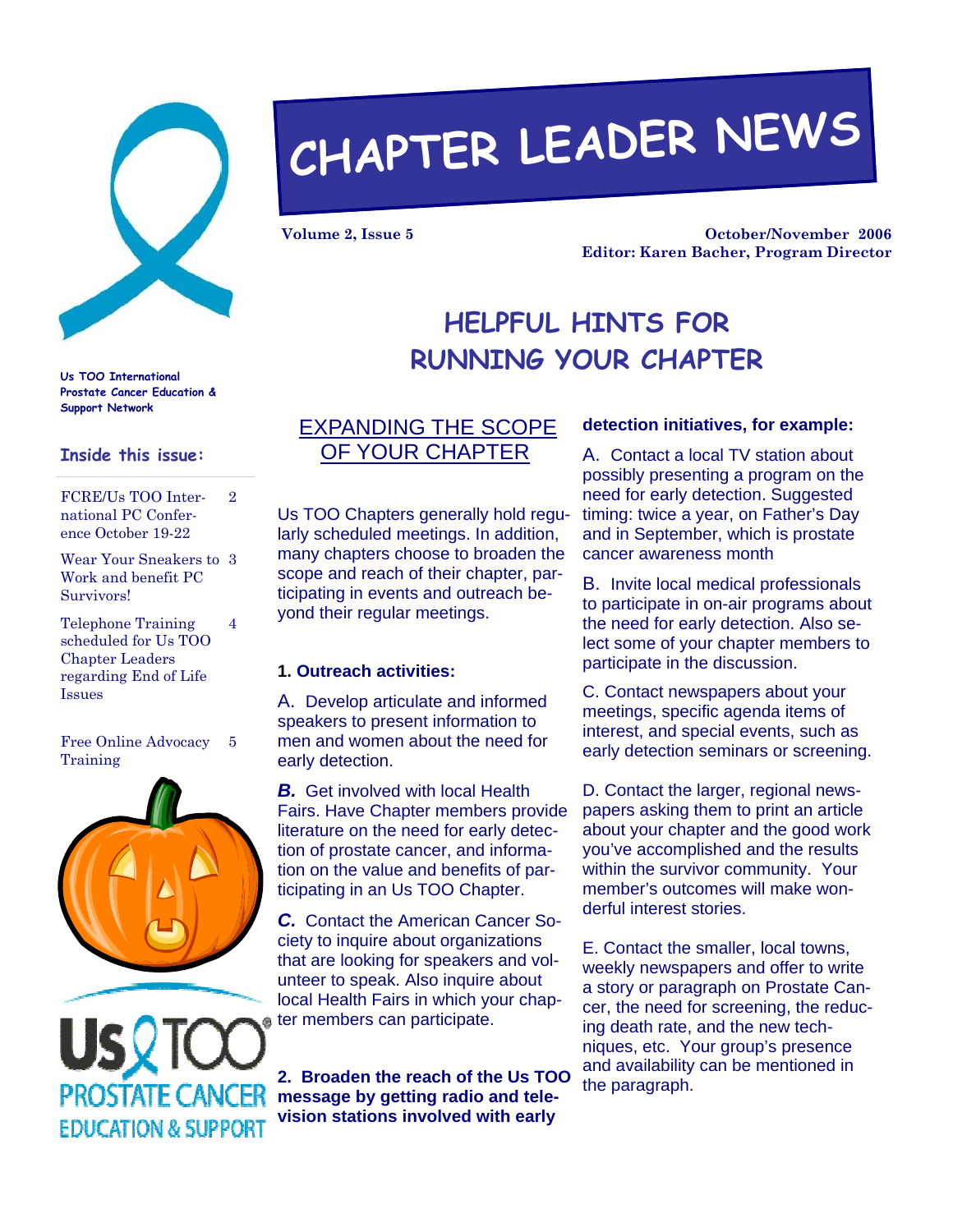# CHAPTER LEADER NEWS

**Volume 2, Issue 5**

**October/November 2006**
**Editor: Karen Bacher, Program Director**

Us TOO International
Prostate Cancer Education & Support Network

**Inside this issue:**

| | |
|---|---|
| FCRE/Us TOO International PC Conference October 19-22 | 2 |
| Wear Your Sneakers to Work and benefit PC Survivors! | 3 |
| Telephone Training scheduled for Us TOO Chapter Leaders regarding End of Life Issues | 4 |
| Free Online Advocacy Training | 5 |

## HELPFUL HINTS FOR RUNNING YOUR CHAPTER

### EXPANDING THE SCOPE OF YOUR CHAPTER

Us TOO Chapters generally hold regularly scheduled meetings. In addition, many chapters choose to broaden the scope and reach of their chapter, participating in events and outreach beyond their regular meetings.

**1. Outreach activities:**

A. Develop articulate and informed speakers to present information to men and women about the need for early detection.

***B.*** Get involved with local Health Fairs. Have Chapter members provide literature on the need for early detection of prostate cancer, and information on the value and benefits of participating in an Us TOO Chapter.

***C.*** Contact the American Cancer Society to inquire about organizations that are looking for speakers and volunteer to speak. Also inquire about local Health Fairs in which your chapter members can participate.

**2. Broaden the reach of the Us TOO message by getting radio and television stations involved with early detection initiatives, for example:**

A. Contact a local TV station about possibly presenting a program on the need for early detection. Suggested timing: twice a year, on Father's Day and in September, which is prostate cancer awareness month

B. Invite local medical professionals to participate in on-air programs about the need for early detection. Also select some of your chapter members to participate in the discussion.

C. Contact newspapers about your meetings, specific agenda items of interest, and special events, such as early detection seminars or screening.

D. Contact the larger, regional newspapers asking them to print an article about your chapter and the good work you've accomplished and the results within the survivor community. Your member's outcomes will make wonderful interest stories.

E. Contact the smaller, local towns, weekly newspapers and offer to write a story or paragraph on Prostate Cancer, the need for screening, the reducing death rate, and the new techniques, etc. Your group's presence and availability can be mentioned in the paragraph.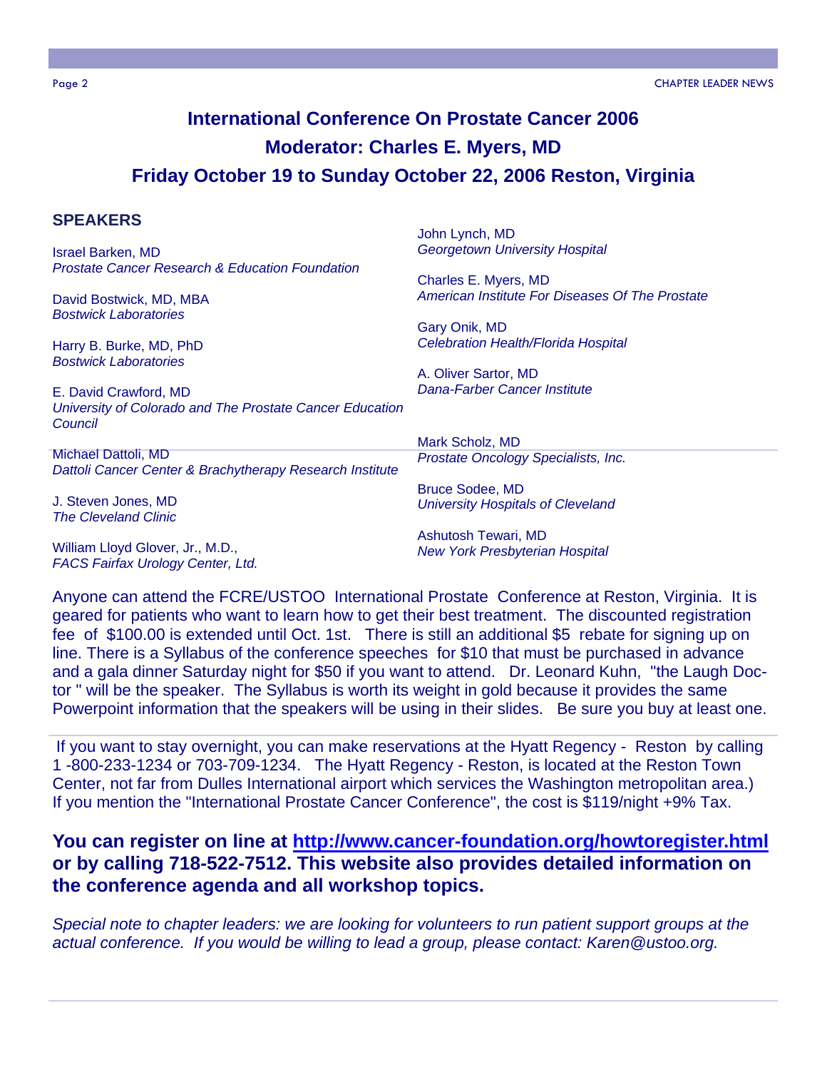# International Conference On Prostate Cancer 2006

## Moderator: Charles E. Myers, MD

## Friday October 19 to Sunday October 22, 2006 Reston, Virginia

### SPEAKERS

Israel Barken, MD
*Prostate Cancer Research & Education Foundation*

David Bostwick, MD, MBA
*Bostwick Laboratories*

Harry B. Burke, MD, PhD
*Bostwick Laboratories*

E. David Crawford, MD
*University of Colorado and The Prostate Cancer Education Council*

Michael Dattoli, MD
*Dattoli Cancer Center & Brachytherapy Research Institute*

J. Steven Jones, MD
*The Cleveland Clinic*

William Lloyd Glover, Jr., M.D.,
*FACS Fairfax Urology Center, Ltd.*

John Lynch, MD
*Georgetown University Hospital*

Charles E. Myers, MD
*American Institute For Diseases Of The Prostate*

Gary Onik, MD
*Celebration Health/Florida Hospital*

A. Oliver Sartor, MD
*Dana-Farber Cancer Institute*

Mark Scholz, MD
*Prostate Oncology Specialists, Inc.*

Bruce Sodee, MD
*University Hospitals of Cleveland*

Ashutosh Tewari, MD
*New York Presbyterian Hospital*

Anyone can attend the FCRE/USTOO International Prostate Conference at Reston, Virginia. It is geared for patients who want to learn how to get their best treatment. The discounted registration fee of $100.00 is extended until Oct. 1st. There is still an additional $5 rebate for signing up on line. There is a Syllabus of the conference speeches for $10 that must be purchased in advance and a gala dinner Saturday night for $50 if you want to attend. Dr. Leonard Kuhn, "the Laugh Doctor " will be the speaker. The Syllabus is worth its weight in gold because it provides the same Powerpoint information that the speakers will be using in their slides. Be sure you buy at least one.

If you want to stay overnight, you can make reservations at the Hyatt Regency - Reston by calling 1 -800-233-1234 or 703-709-1234. The Hyatt Regency - Reston, is located at the Reston Town Center, not far from Dulles International airport which services the Washington metropolitan area.) If you mention the "International Prostate Cancer Conference", the cost is $119/night +9% Tax.

**You can register on line at [http://www.cancer-foundation.org/howtoregister.html](http://www.cancer-foundation.org/howtoregister.html) or by calling 718-522-7512. This website also provides detailed information on the conference agenda and all workshop topics.**

*Special note to chapter leaders: we are looking for volunteers to run patient support groups at the actual conference. If you would be willing to lead a group, please contact: Karen@ustoo.org.*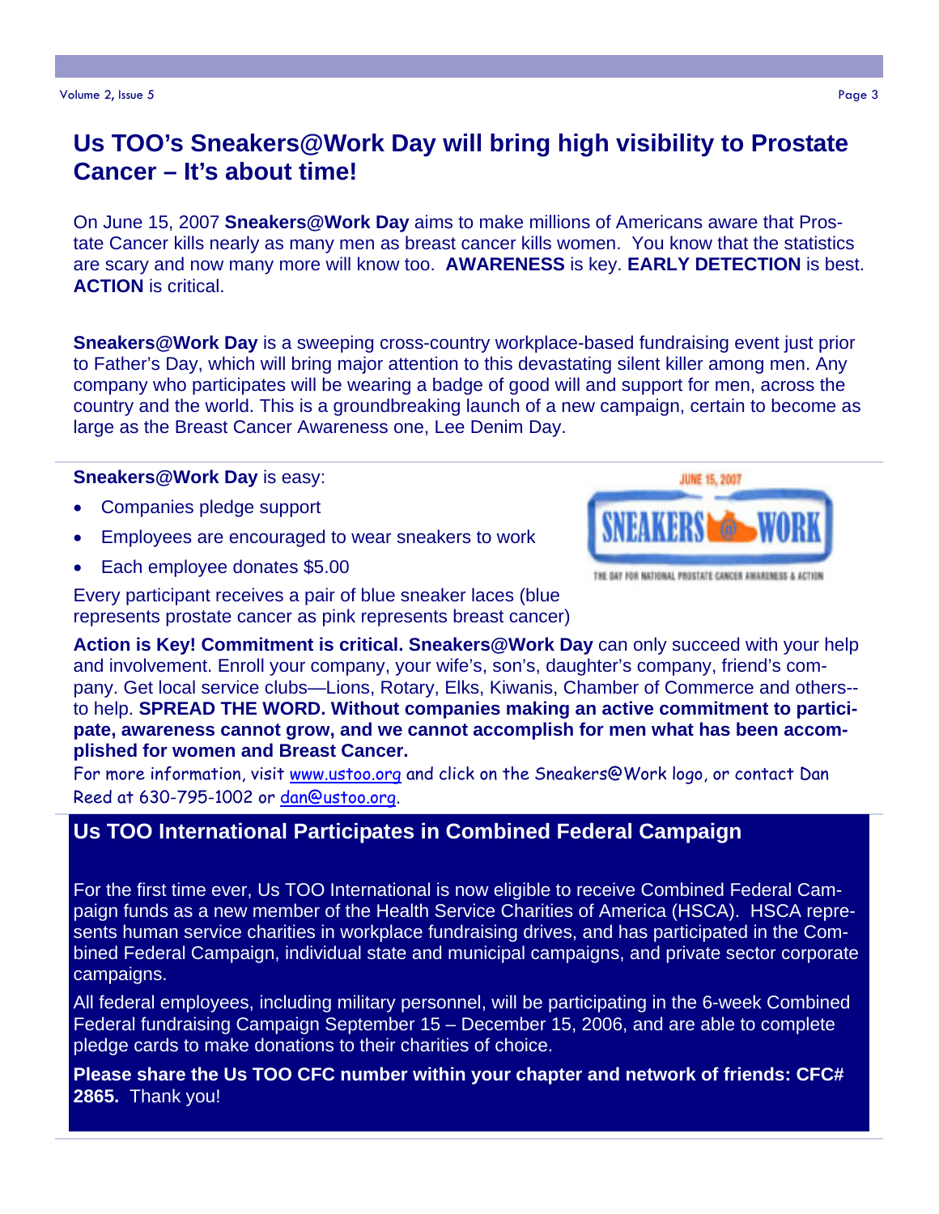## Us TOO's Sneakers@Work Day will bring high visibility to Prostate Cancer – It's about time!

On June 15, 2007 **Sneakers@Work Day** aims to make millions of Americans aware that Prostate Cancer kills nearly as many men as breast cancer kills women. You know that the statistics are scary and now many more will know too. **AWARENESS** is key. **EARLY DETECTION** is best. **ACTION** is critical.

**Sneakers@Work Day** is a sweeping cross-country workplace-based fundraising event just prior to Father's Day, which will bring major attention to this devastating silent killer among men. Any company who participates will be wearing a badge of good will and support for men, across the country and the world. This is a groundbreaking launch of a new campaign, certain to become as large as the Breast Cancer Awareness one, Lee Denim Day.

**Sneakers@Work Day** is easy:

- Companies pledge support
- Employees are encouraged to wear sneakers to work
- Each employee donates $5.00

Every participant receives a pair of blue sneaker laces (blue represents prostate cancer as pink represents breast cancer)

JUNE 15, 2007 SNEAKERS @ WORK THE DAY FOR NATIONAL PROSTATE CANCER AWARENESS & ACTION

**Action is Key! Commitment is critical. Sneakers@Work Day** can only succeed with your help and involvement. Enroll your company, your wife's, son's, daughter's company, friend's company. Get local service clubs—Lions, Rotary, Elks, Kiwanis, Chamber of Commerce and others--to help. **SPREAD THE WORD. Without companies making an active commitment to participate, awareness cannot grow, and we cannot accomplish for men what has been accomplished for women and Breast Cancer.**

For more information, visit www.ustoo.org and click on the Sneakers@Work logo, or contact Dan Reed at 630-795-1002 or dan@ustoo.org.

## Us TOO International Participates in Combined Federal Campaign

For the first time ever, Us TOO International is now eligible to receive Combined Federal Campaign funds as a new member of the Health Service Charities of America (HSCA). HSCA represents human service charities in workplace fundraising drives, and has participated in the Combined Federal Campaign, individual state and municipal campaigns, and private sector corporate campaigns.

All federal employees, including military personnel, will be participating in the 6-week Combined Federal fundraising Campaign September 15 – December 15, 2006, and are able to complete pledge cards to make donations to their charities of choice.

**Please share the Us TOO CFC number within your chapter and network of friends: CFC# 2865.** Thank you!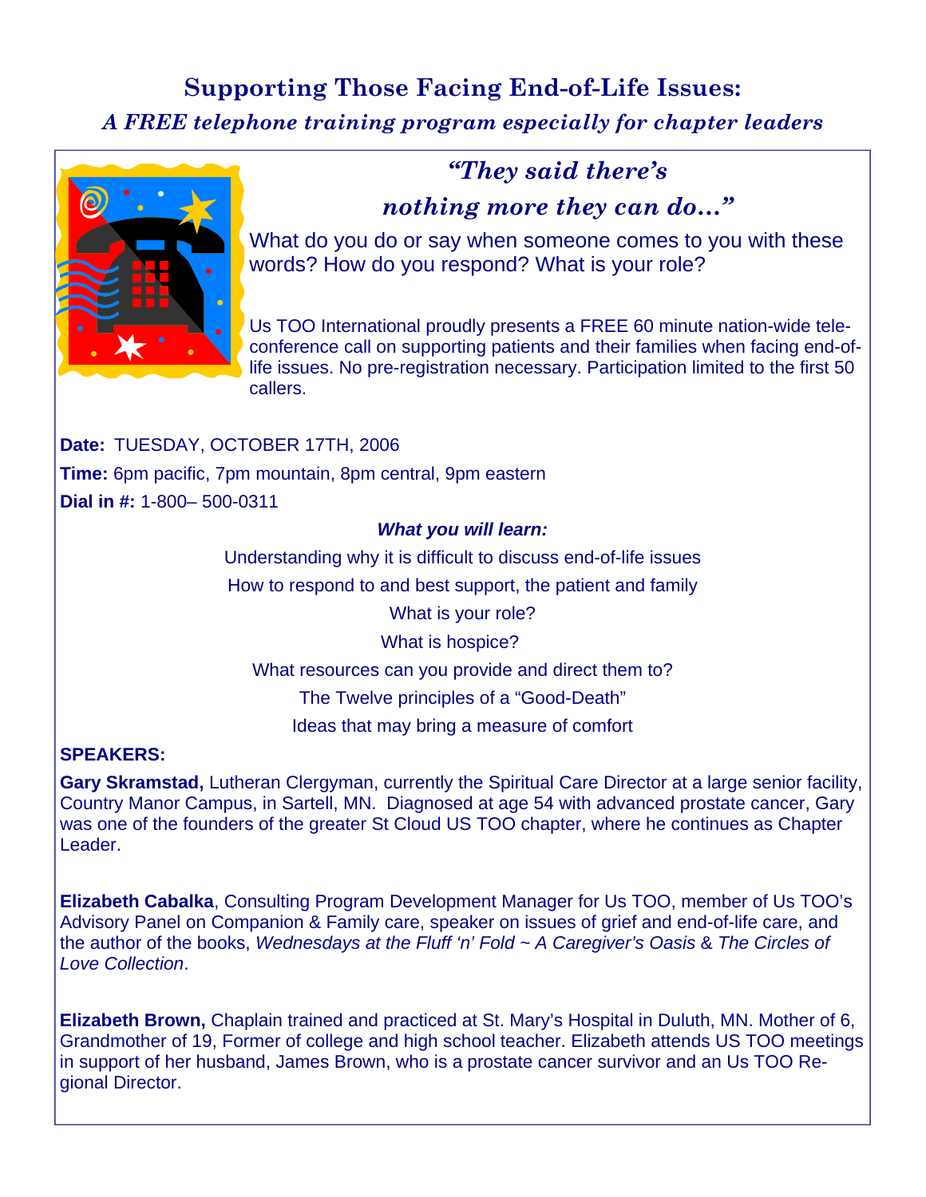# Supporting Those Facing End-of-Life Issues:

***A FREE telephone training program especially for chapter leaders***

***"They said there's nothing more they can do…"***

What do you do or say when someone comes to you with these words? How do you respond? What is your role?

Us TOO International proudly presents a FREE 60 minute nation-wide tele-conference call on supporting patients and their families when facing end-of-life issues. No pre-registration necessary. Participation limited to the first 50 callers.

**Date:** TUESDAY, OCTOBER 17TH, 2006

**Time:** 6pm pacific, 7pm mountain, 8pm central, 9pm eastern

**Dial in #:** 1-800– 500-0311

***What you will learn:***

Understanding why it is difficult to discuss end-of-life issues

How to respond to and best support, the patient and family

What is your role?

What is hospice?

What resources can you provide and direct them to?

The Twelve principles of a "Good-Death"

Ideas that may bring a measure of comfort

**SPEAKERS:**

**Gary Skramstad,** Lutheran Clergyman, currently the Spiritual Care Director at a large senior facility, Country Manor Campus, in Sartell, MN. Diagnosed at age 54 with advanced prostate cancer, Gary was one of the founders of the greater St Cloud US TOO chapter, where he continues as Chapter Leader.

**Elizabeth Cabalka**, Consulting Program Development Manager for Us TOO, member of Us TOO's Advisory Panel on Companion & Family care, speaker on issues of grief and end-of-life care, and the author of the books, *Wednesdays at the Fluff 'n' Fold ~ A Caregiver's Oasis* & *The Circles of Love Collection*.

**Elizabeth Brown,** Chaplain trained and practiced at St. Mary's Hospital in Duluth, MN. Mother of 6, Grandmother of 19, Former of college and high school teacher. Elizabeth attends US TOO meetings in support of her husband, James Brown, who is a prostate cancer survivor and an Us TOO Regional Director.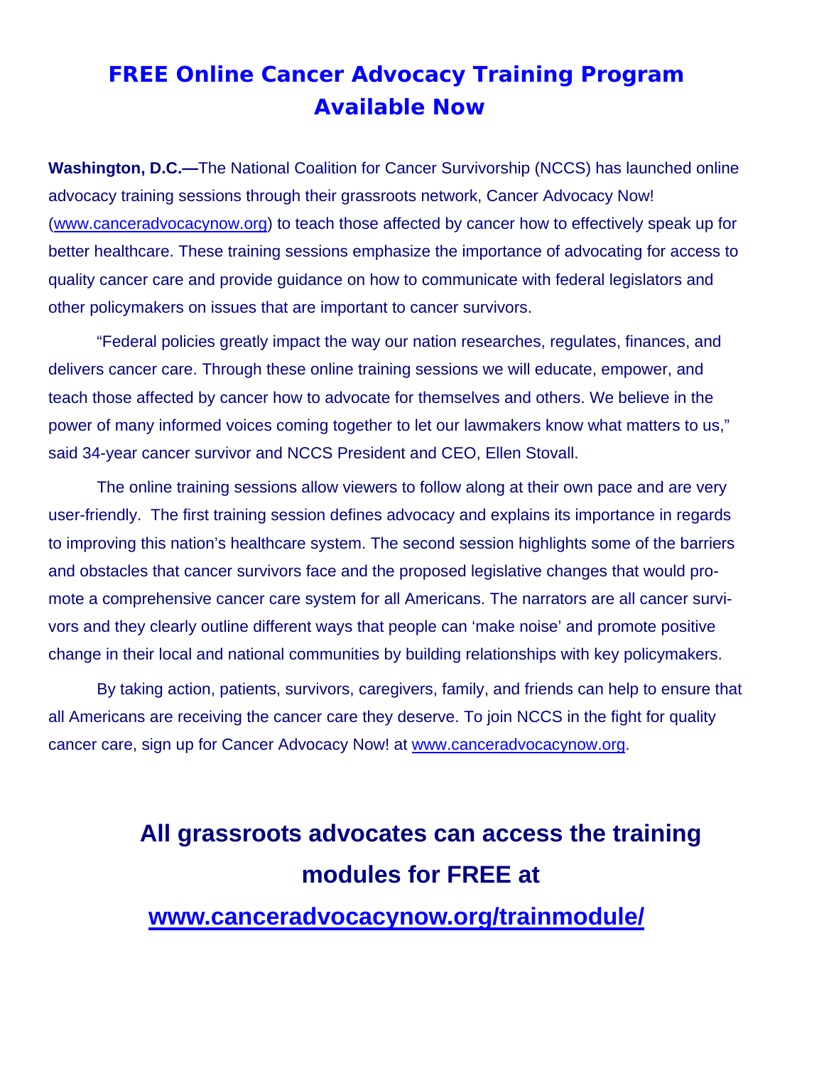# FREE Online Cancer Advocacy Training Program Available Now

**Washington, D.C.—**The National Coalition for Cancer Survivorship (NCCS) has launched online advocacy training sessions through their grassroots network, Cancer Advocacy Now! (www.canceradvocacynow.org) to teach those affected by cancer how to effectively speak up for better healthcare. These training sessions emphasize the importance of advocating for access to quality cancer care and provide guidance on how to communicate with federal legislators and other policymakers on issues that are important to cancer survivors.

"Federal policies greatly impact the way our nation researches, regulates, finances, and delivers cancer care. Through these online training sessions we will educate, empower, and teach those affected by cancer how to advocate for themselves and others. We believe in the power of many informed voices coming together to let our lawmakers know what matters to us," said 34-year cancer survivor and NCCS President and CEO, Ellen Stovall.

The online training sessions allow viewers to follow along at their own pace and are very user-friendly. The first training session defines advocacy and explains its importance in regards to improving this nation's healthcare system. The second session highlights some of the barriers and obstacles that cancer survivors face and the proposed legislative changes that would promote a comprehensive cancer care system for all Americans. The narrators are all cancer survivors and they clearly outline different ways that people can 'make noise' and promote positive change in their local and national communities by building relationships with key policymakers.

By taking action, patients, survivors, caregivers, family, and friends can help to ensure that all Americans are receiving the cancer care they deserve. To join NCCS in the fight for quality cancer care, sign up for Cancer Advocacy Now! at www.canceradvocacynow.org.

## All grassroots advocates can access the training modules for FREE at

## www.canceradvocacynow.org/trainmodule/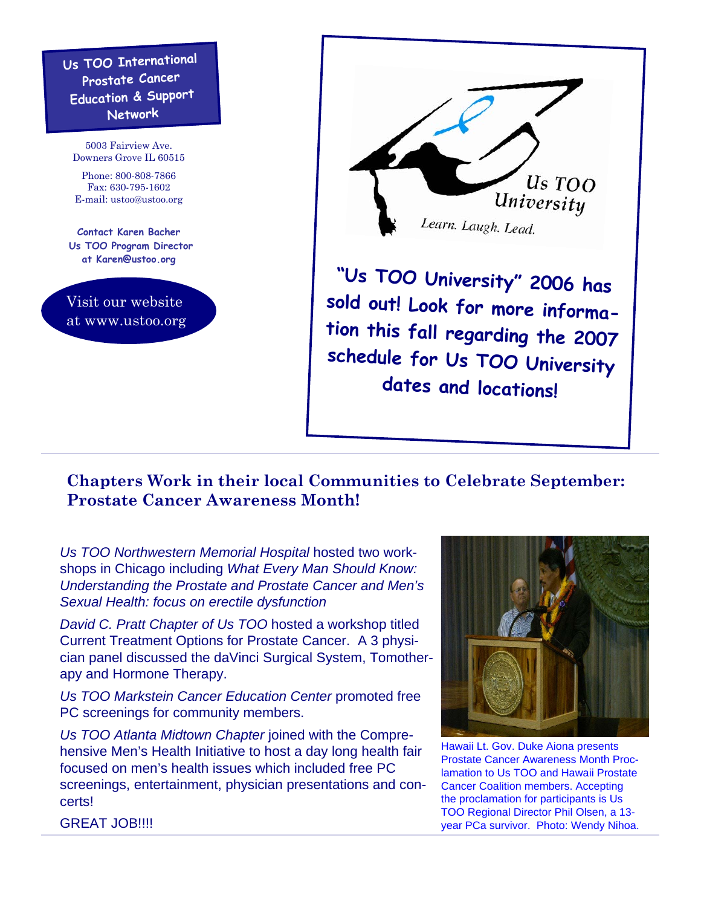**Us TOO International Prostate Cancer Education & Support Network**

5003 Fairview Ave.
Downers Grove IL 60515

Phone: 800-808-7866
Fax: 630-795-1602
E-mail: ustoo@ustoo.org

**Contact Karen Bacher**
**Us TOO Program Director**
**at Karen@ustoo.org**

Visit our website at www.ustoo.org

Us TOO University

Learn. Laugh. Lead.

**"Us TOO University" 2006 has sold out! Look for more information this fall regarding the 2007 schedule for Us TOO University dates and locations!**

## Chapters Work in their local Communities to Celebrate September: Prostate Cancer Awareness Month!

*Us TOO Northwestern Memorial Hospital* hosted two workshops in Chicago including *What Every Man Should Know: Understanding the Prostate and Prostate Cancer and Men's Sexual Health: focus on erectile dysfunction*

*David C. Pratt Chapter of Us TOO* hosted a workshop titled Current Treatment Options for Prostate Cancer. A 3 physician panel discussed the daVinci Surgical System, Tomotherapy and Hormone Therapy.

*Us TOO Markstein Cancer Education Center* promoted free PC screenings for community members.

*Us TOO Atlanta Midtown Chapter* joined with the Comprehensive Men's Health Initiative to host a day long health fair focused on men's health issues which included free PC screenings, entertainment, physician presentations and concerts!

GREAT JOB!!!!

Hawaii Lt. Gov. Duke Aiona presents Prostate Cancer Awareness Month Proclamation to Us TOO and Hawaii Prostate Cancer Coalition members. Accepting the proclamation for participants is Us TOO Regional Director Phil Olsen, a 13-year PCa survivor. Photo: Wendy Nihoa.